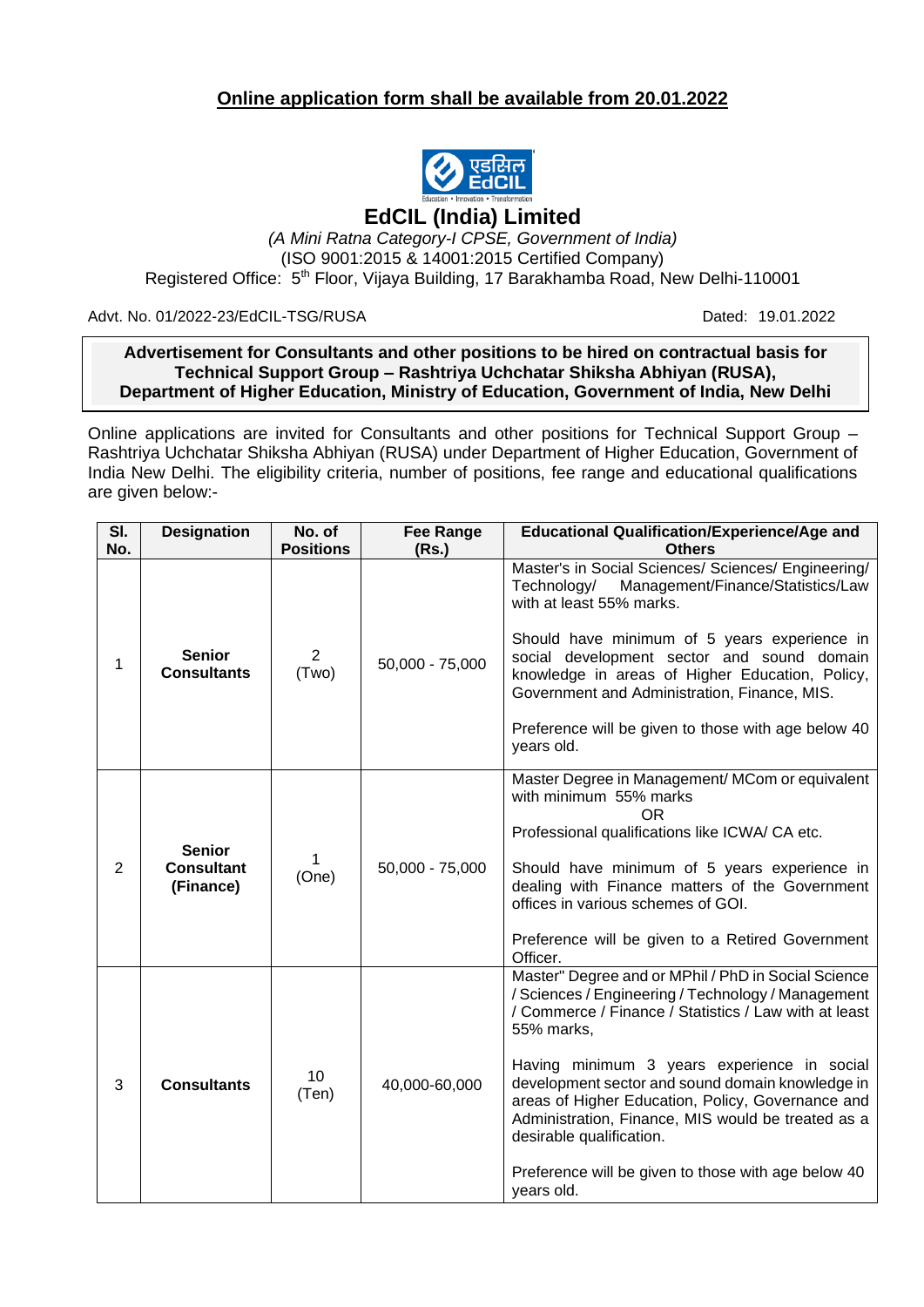**Online application form shall be available from 20.01.2022**

# EdCIL (India) Limited

*(A Mini Ratna Category-I CPSE, Government of India)*

(ISO 9001:2015 & 14001:2015 Certified Company)

Registered Office: 5th Floor, Vijaya Building, 17 Barakhamba Road, New Delhi-110001

Advt. No. 01/2022-23/EdCIL-TSG/RUSA Dated: 19.01.2022

**Advertisement for Consultants and other positions to be hired on contractual basis for Technical Support Group – Rashtriya Uchchatar Shiksha Abhiyan (RUSA), Department of Higher Education, Ministry of Education, Government of India, New Delhi**

Online applications are invited for Consultants and other positions for Technical Support Group – Rashtriya Uchchatar Shiksha Abhiyan (RUSA) under Department of Higher Education, Government of India New Delhi. The eligibility criteria, number of positions, fee range and educational qualifications are given below:-

| Sl. No. | Designation | No. of Positions | Fee Range (Rs.) | Educational Qualification/Experience/Age and Others |
|---|---|---|---|---|
| 1 | **Senior Consultants** | 2 (Two) | 50,000 - 75,000 | Master's in Social Sciences/ Sciences/ Engineering/ Technology/ Management/Finance/Statistics/Law with at least 55% marks.<br><br>Should have minimum of 5 years experience in social development sector and sound domain knowledge in areas of Higher Education, Policy, Government and Administration, Finance, MIS.<br><br>Preference will be given to those with age below 40 years old. |
| 2 | **Senior Consultant (Finance)** | 1 (One) | 50,000 - 75,000 | Master Degree in Management/ MCom or equivalent with minimum 55% marks<br>OR<br>Professional qualifications like ICWA/ CA etc.<br><br>Should have minimum of 5 years experience in dealing with Finance matters of the Government offices in various schemes of GOI.<br><br>Preference will be given to a Retired Government Officer. |
| 3 | **Consultants** | 10 (Ten) | 40,000-60,000 | Master" Degree and or MPhil / PhD in Social Science / Sciences / Engineering / Technology / Management / Commerce / Finance / Statistics / Law with at least 55% marks,<br><br>Having minimum 3 years experience in social development sector and sound domain knowledge in areas of Higher Education, Policy, Governance and Administration, Finance, MIS would be treated as a desirable qualification.<br><br>Preference will be given to those with age below 40 years old. |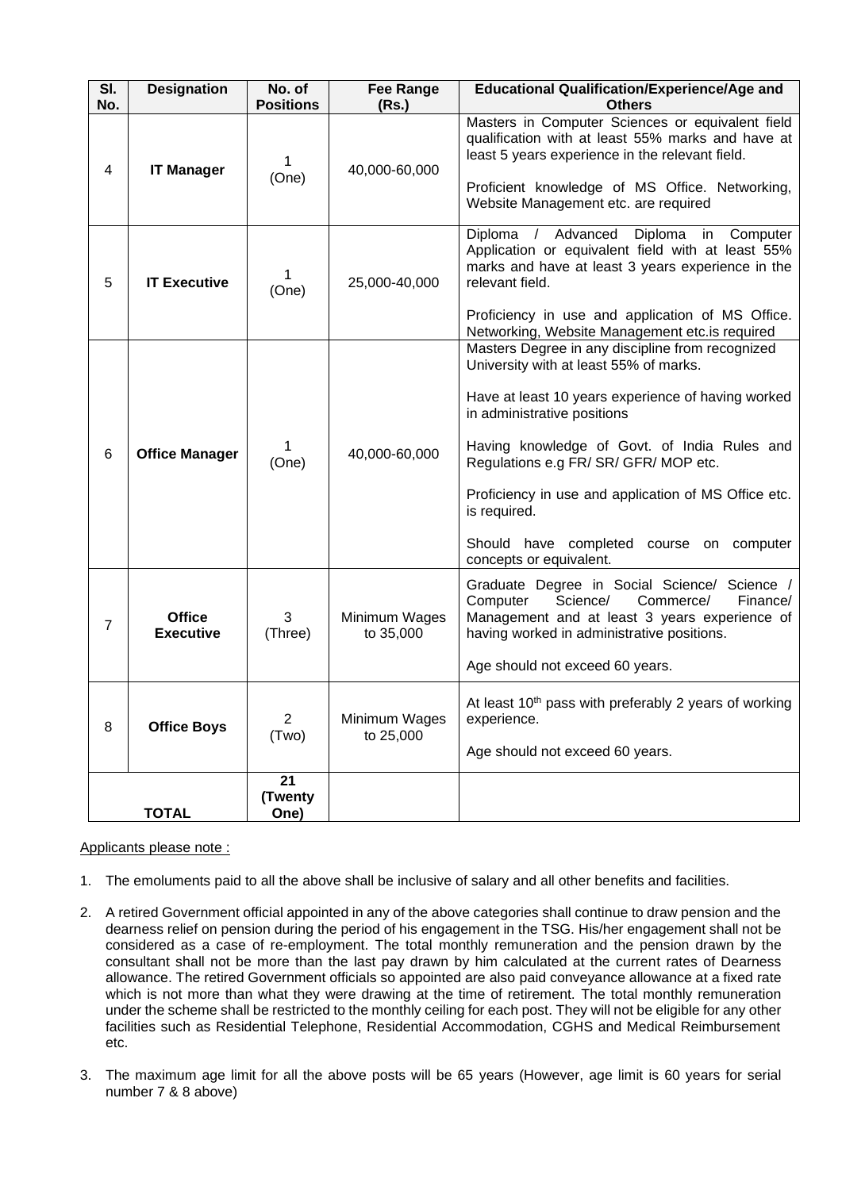| Sl. No. | Designation | No. of Positions | Fee Range (Rs.) | Educational Qualification/Experience/Age and Others |
|---|---|---|---|---|
| 4 | **IT Manager** | 1 (One) | 40,000-60,000 | Masters in Computer Sciences or equivalent field qualification with at least 55% marks and have at least 5 years experience in the relevant field.<br><br>Proficient knowledge of MS Office. Networking, Website Management etc. are required |
| 5 | **IT Executive** | 1 (One) | 25,000-40,000 | Diploma / Advanced Diploma in Computer Application or equivalent field with at least 55% marks and have at least 3 years experience in the relevant field.<br><br>Proficiency in use and application of MS Office. Networking, Website Management etc.is required |
| 6 | **Office Manager** | 1 (One) | 40,000-60,000 | Masters Degree in any discipline from recognized University with at least 55% of marks.<br><br>Have at least 10 years experience of having worked in administrative positions<br><br>Having knowledge of Govt. of India Rules and Regulations e.g FR/ SR/ GFR/ MOP etc.<br><br>Proficiency in use and application of MS Office etc. is required.<br><br>Should have completed course on computer concepts or equivalent. |
| 7 | **Office Executive** | 3 (Three) | Minimum Wages to 35,000 | Graduate Degree in Social Science/ Science / Computer Science/ Commerce/ Finance/ Management and at least 3 years experience of having worked in administrative positions.<br><br>Age should not exceed 60 years. |
| 8 | **Office Boys** | 2 (Two) | Minimum Wages to 25,000 | At least 10th pass with preferably 2 years of working experience.<br><br>Age should not exceed 60 years. |
| **TOTAL** | | **21 (Twenty One)** | | |

Applicants please note :

1. The emoluments paid to all the above shall be inclusive of salary and all other benefits and facilities.

2. A retired Government official appointed in any of the above categories shall continue to draw pension and the dearness relief on pension during the period of his engagement in the TSG. His/her engagement shall not be considered as a case of re-employment. The total monthly remuneration and the pension drawn by the consultant shall not be more than the last pay drawn by him calculated at the current rates of Dearness allowance. The retired Government officials so appointed are also paid conveyance allowance at a fixed rate which is not more than what they were drawing at the time of retirement. The total monthly remuneration under the scheme shall be restricted to the monthly ceiling for each post. They will not be eligible for any other facilities such as Residential Telephone, Residential Accommodation, CGHS and Medical Reimbursement etc.

3. The maximum age limit for all the above posts will be 65 years (However, age limit is 60 years for serial number 7 & 8 above)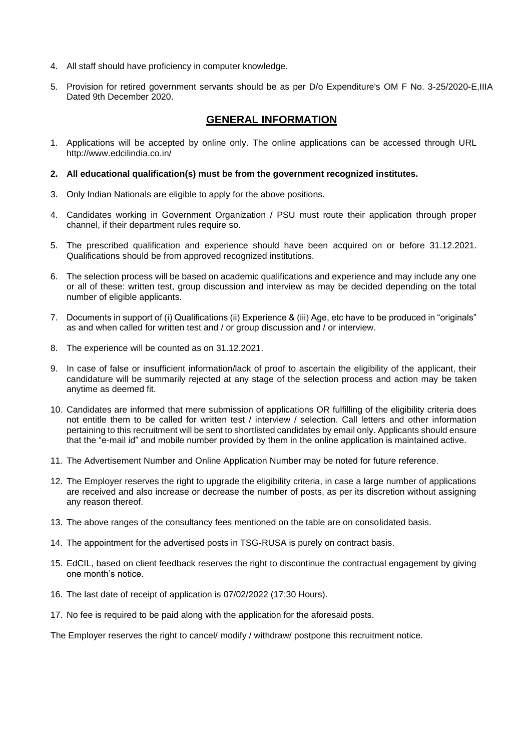4. All staff should have proficiency in computer knowledge.

5. Provision for retired government servants should be as per D/o Expenditure's OM F No. 3-25/2020-E,IIIA Dated 9th December 2020.

## GENERAL INFORMATION

1. Applications will be accepted by online only. The online applications can be accessed through URL http://www.edcilindia.co.in/

2. **All educational qualification(s) must be from the government recognized institutes.**

3. Only Indian Nationals are eligible to apply for the above positions.

4. Candidates working in Government Organization / PSU must route their application through proper channel, if their department rules require so.

5. The prescribed qualification and experience should have been acquired on or before 31.12.2021. Qualifications should be from approved recognized institutions.

6. The selection process will be based on academic qualifications and experience and may include any one or all of these: written test, group discussion and interview as may be decided depending on the total number of eligible applicants.

7. Documents in support of (i) Qualifications (ii) Experience & (iii) Age, etc have to be produced in "originals" as and when called for written test and / or group discussion and / or interview.

8. The experience will be counted as on 31.12.2021.

9. In case of false or insufficient information/lack of proof to ascertain the eligibility of the applicant, their candidature will be summarily rejected at any stage of the selection process and action may be taken anytime as deemed fit.

10. Candidates are informed that mere submission of applications OR fulfilling of the eligibility criteria does not entitle them to be called for written test / interview / selection. Call letters and other information pertaining to this recruitment will be sent to shortlisted candidates by email only. Applicants should ensure that the "e-mail id" and mobile number provided by them in the online application is maintained active.

11. The Advertisement Number and Online Application Number may be noted for future reference.

12. The Employer reserves the right to upgrade the eligibility criteria, in case a large number of applications are received and also increase or decrease the number of posts, as per its discretion without assigning any reason thereof.

13. The above ranges of the consultancy fees mentioned on the table are on consolidated basis.

14. The appointment for the advertised posts in TSG-RUSA is purely on contract basis.

15. EdCIL, based on client feedback reserves the right to discontinue the contractual engagement by giving one month's notice.

16. The last date of receipt of application is 07/02/2022 (17:30 Hours).

17. No fee is required to be paid along with the application for the aforesaid posts.

The Employer reserves the right to cancel/ modify / withdraw/ postpone this recruitment notice.